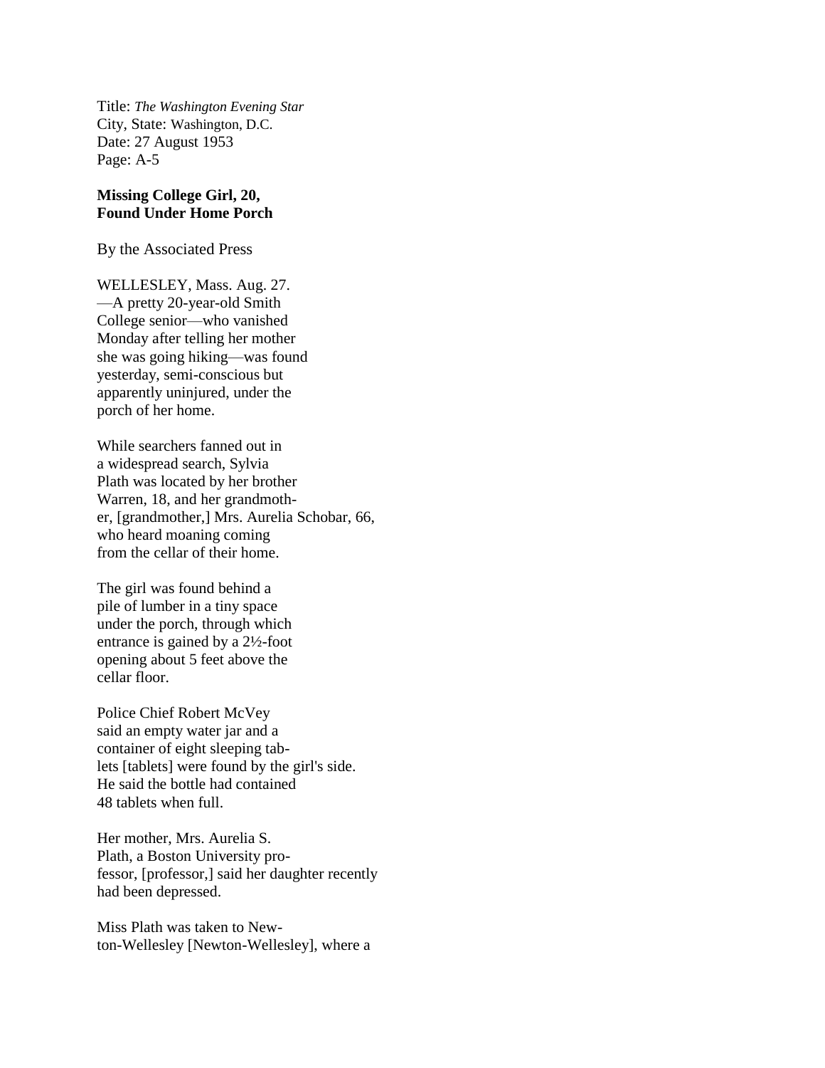Title: *The Washington Evening Star*
City, State: Washington, D.C.
Date: 27 August 1953
Page: A-5

**Missing College Girl, 20,
Found Under Home Porch**

By the Associated Press

WELLESLEY, Mass. Aug. 27.
—A pretty 20-year-old Smith
College senior—who vanished
Monday after telling her mother
she was going hiking—was found
yesterday, semi-conscious but
apparently uninjured, under the
porch of her home.

While searchers fanned out in
a widespread search, Sylvia
Plath was located by her brother
Warren, 18, and her grandmoth-
er, [grandmother,] Mrs. Aurelia Schobar, 66,
who heard moaning coming
from the cellar of their home.

The girl was found behind a
pile of lumber in a tiny space
under the porch, through which
entrance is gained by a 2½-foot
opening about 5 feet above the
cellar floor.

Police Chief Robert McVey
said an empty water jar and a
container of eight sleeping tab-
lets [tablets] were found by the girl's side.
He said the bottle had contained
48 tablets when full.

Her mother, Mrs. Aurelia S.
Plath, a Boston University pro-
fessor, [professor,] said her daughter recently
had been depressed.

Miss Plath was taken to New-
ton-Wellesley [Newton-Wellesley], where a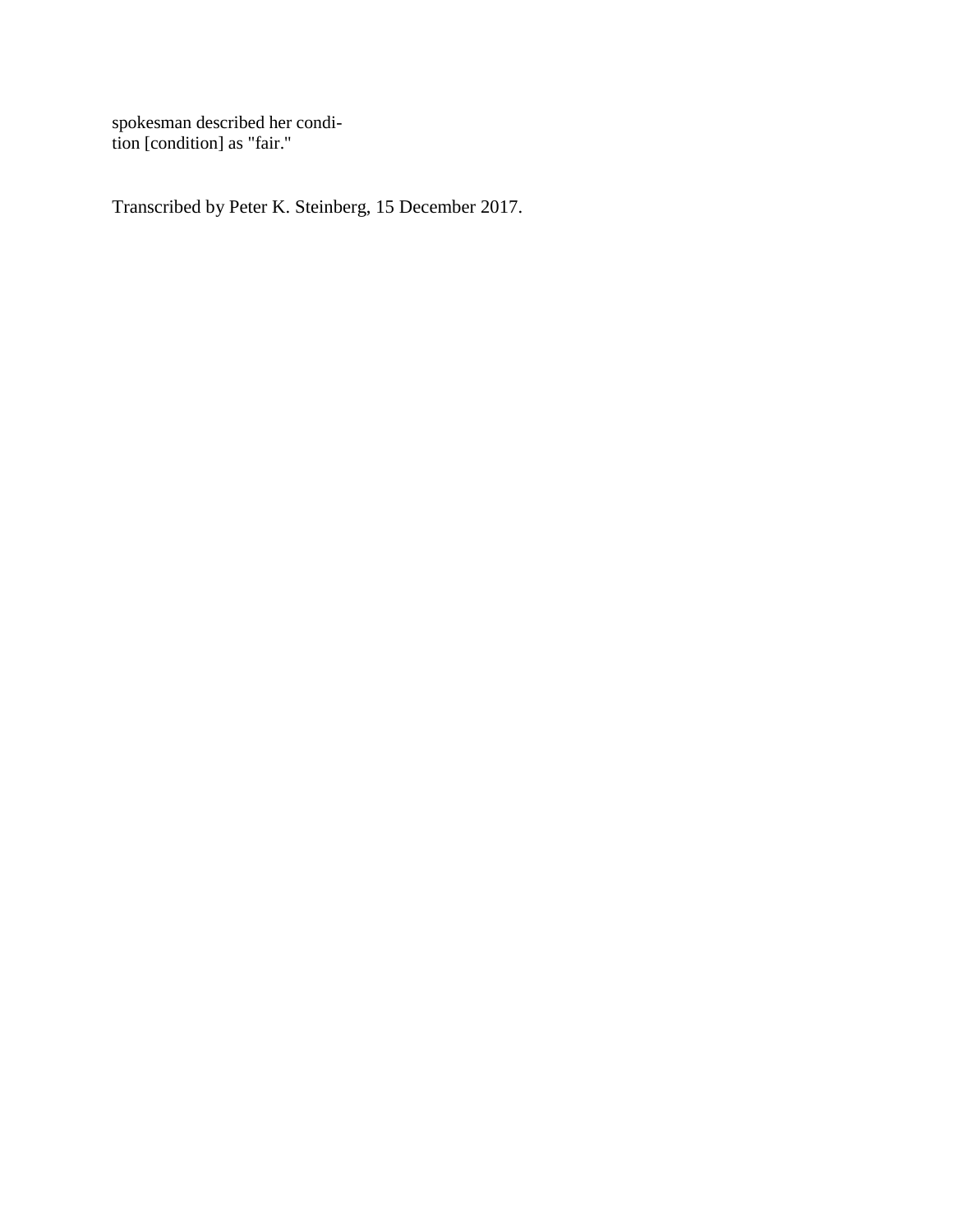spokesman described her condi-
tion [condition] as "fair."

Transcribed by Peter K. Steinberg, 15 December 2017.